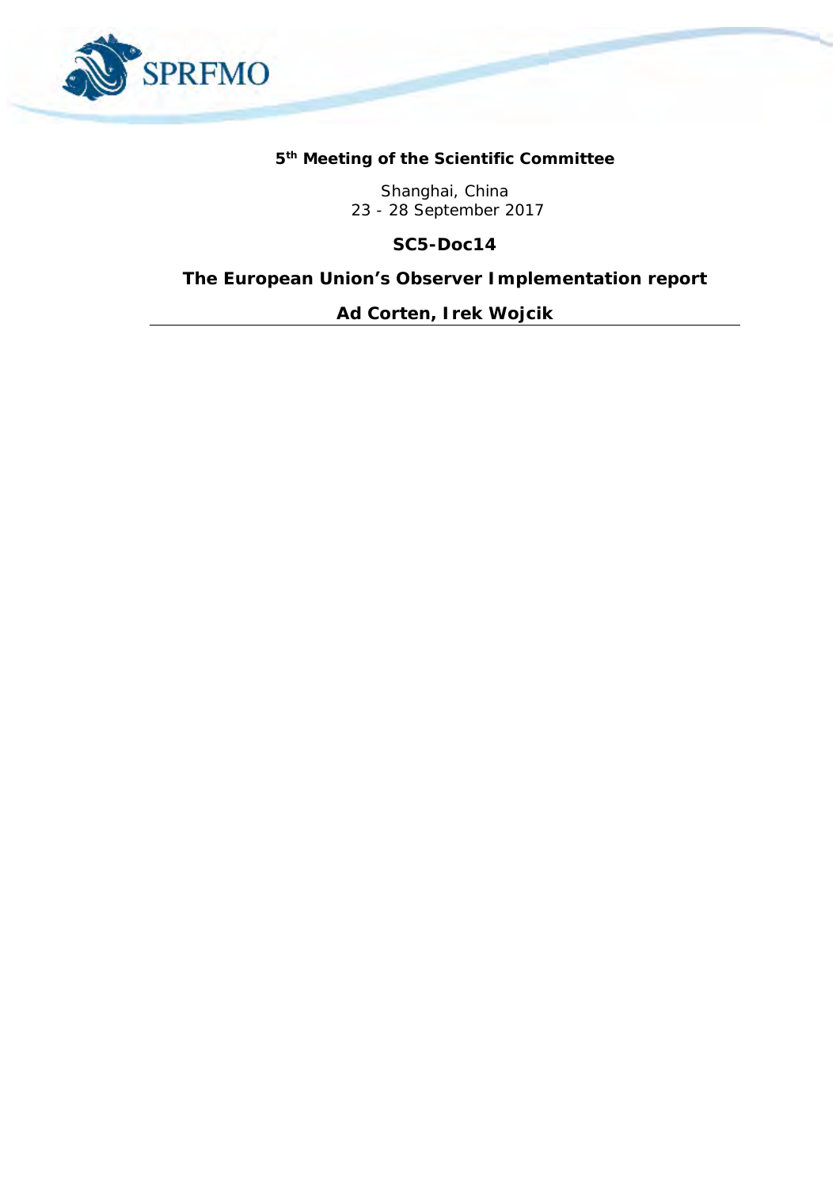**5th Meeting of the Scientific Committee**

Shanghai, China
23 - 28 September 2017

**SC5-Doc14**

# The European Union's Observer Implementation report

**Ad Corten, Irek Wojcik**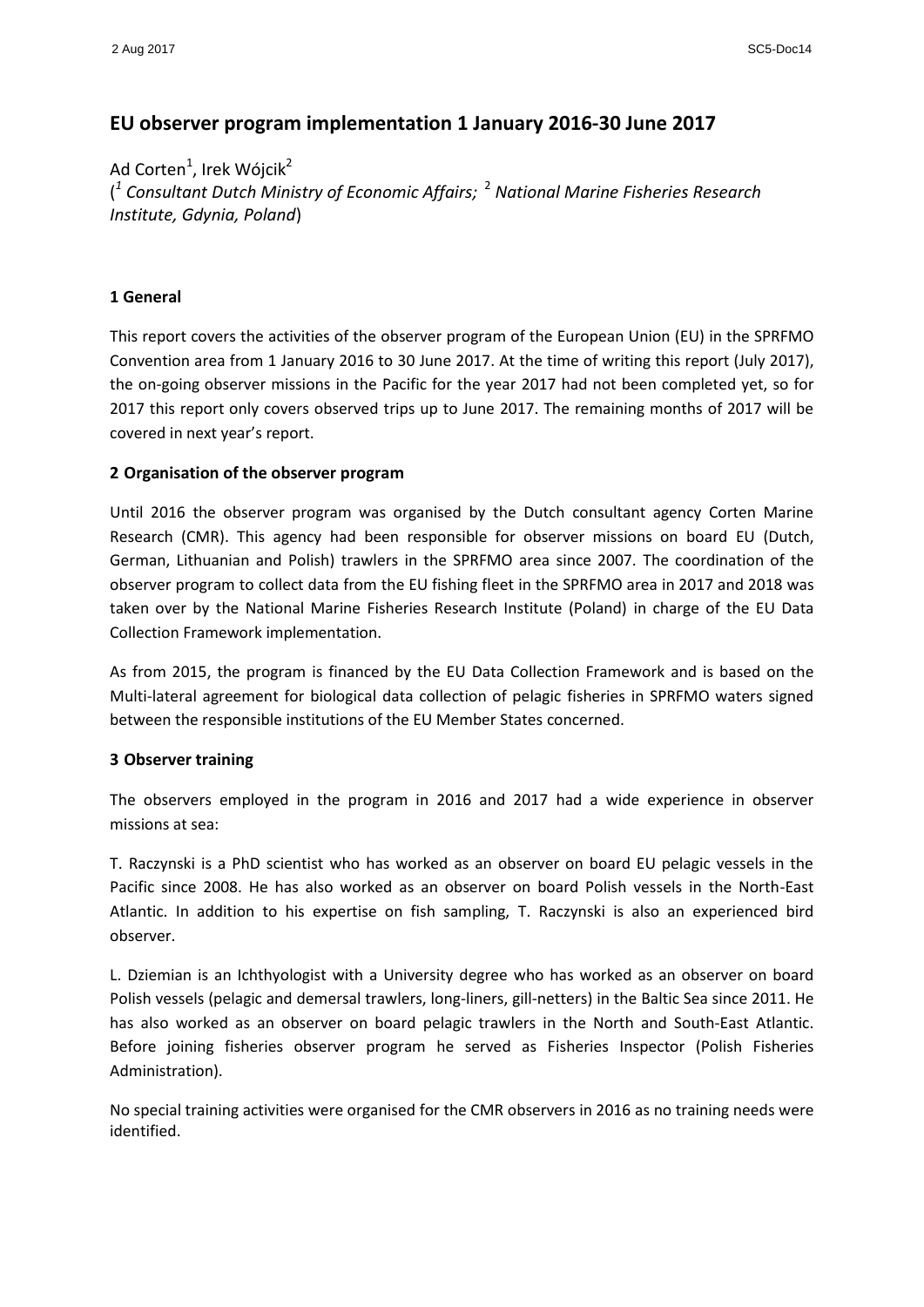# EU observer program implementation 1 January 2016-30 June 2017

Ad Corten[1], Irek Wójcik[2]

([1] *Consultant Dutch Ministry of Economic Affairs;* [2] *National Marine Fisheries Research Institute, Gdynia, Poland*)

## 1 General

This report covers the activities of the observer program of the European Union (EU) in the SPRFMO Convention area from 1 January 2016 to 30 June 2017. At the time of writing this report (July 2017), the on-going observer missions in the Pacific for the year 2017 had not been completed yet, so for 2017 this report only covers observed trips up to June 2017. The remaining months of 2017 will be covered in next year's report.

## 2 Organisation of the observer program

Until 2016 the observer program was organised by the Dutch consultant agency Corten Marine Research (CMR). This agency had been responsible for observer missions on board EU (Dutch, German, Lithuanian and Polish) trawlers in the SPRFMO area since 2007. The coordination of the observer program to collect data from the EU fishing fleet in the SPRFMO area in 2017 and 2018 was taken over by the National Marine Fisheries Research Institute (Poland) in charge of the EU Data Collection Framework implementation.

As from 2015, the program is financed by the EU Data Collection Framework and is based on the Multi-lateral agreement for biological data collection of pelagic fisheries in SPRFMO waters signed between the responsible institutions of the EU Member States concerned.

## 3 Observer training

The observers employed in the program in 2016 and 2017 had a wide experience in observer missions at sea:

T. Raczynski is a PhD scientist who has worked as an observer on board EU pelagic vessels in the Pacific since 2008. He has also worked as an observer on board Polish vessels in the North-East Atlantic. In addition to his expertise on fish sampling, T. Raczynski is also an experienced bird observer.

L. Dziemian is an Ichthyologist with a University degree who has worked as an observer on board Polish vessels (pelagic and demersal trawlers, long-liners, gill-netters) in the Baltic Sea since 2011. He has also worked as an observer on board pelagic trawlers in the North and South-East Atlantic. Before joining fisheries observer program he served as Fisheries Inspector (Polish Fisheries Administration).

No special training activities were organised for the CMR observers in 2016 as no training needs were identified.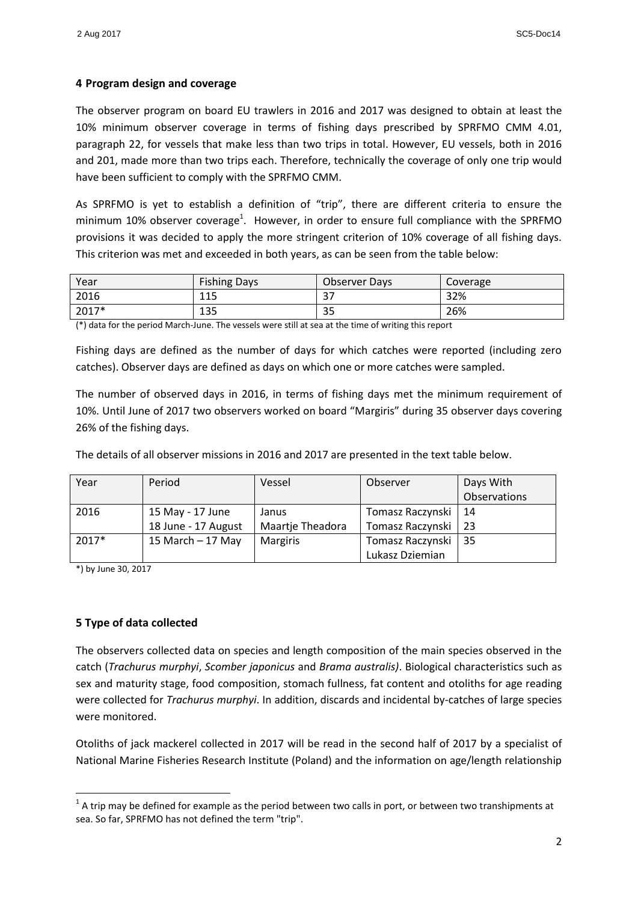## 4 Program design and coverage

The observer program on board EU trawlers in 2016 and 2017 was designed to obtain at least the 10% minimum observer coverage in terms of fishing days prescribed by SPRFMO CMM 4.01, paragraph 22, for vessels that make less than two trips in total. However, EU vessels, both in 2016 and 201, made more than two trips each. Therefore, technically the coverage of only one trip would have been sufficient to comply with the SPRFMO CMM.

As SPRFMO is yet to establish a definition of "trip", there are different criteria to ensure the minimum 10% observer coverage[1]. However, in order to ensure full compliance with the SPRFMO provisions it was decided to apply the more stringent criterion of 10% coverage of all fishing days. This criterion was met and exceeded in both years, as can be seen from the table below:

| Year | Fishing Days | Observer Days | Coverage |
|---|---|---|---|
| 2016 | 115 | 37 | 32% |
| 2017* | 135 | 35 | 26% |

(*) data for the period March-June. The vessels were still at sea at the time of writing this report

Fishing days are defined as the number of days for which catches were reported (including zero catches). Observer days are defined as days on which one or more catches were sampled.

The number of observed days in 2016, in terms of fishing days met the minimum requirement of 10%. Until June of 2017 two observers worked on board "Margiris" during 35 observer days covering 26% of the fishing days.

The details of all observer missions in 2016 and 2017 are presented in the text table below.

| Year | Period | Vessel | Observer | Days With Observations |
|---|---|---|---|---|
| 2016 | 15 May - 17 June | Janus | Tomasz Raczynski | 14 |
| | 18 June - 17 August | Maartje Theadora | Tomasz Raczynski | 23 |
| 2017* | 15 March – 17 May | Margiris | Tomasz Raczynski<br>Lukasz Dziemian | 35 |

*) by June 30, 2017

## 5 Type of data collected

The observers collected data on species and length composition of the main species observed in the catch (*Trachurus murphyi*, *Scomber japonicus* and *Brama australis)*. Biological characteristics such as sex and maturity stage, food composition, stomach fullness, fat content and otoliths for age reading were collected for *Trachurus murphyi*. In addition, discards and incidental by-catches of large species were monitored.

Otoliths of jack mackerel collected in 2017 will be read in the second half of 2017 by a specialist of National Marine Fisheries Research Institute (Poland) and the information on age/length relationship

[1] A trip may be defined for example as the period between two calls in port, or between two transhipments at sea. So far, SPRFMO has not defined the term "trip".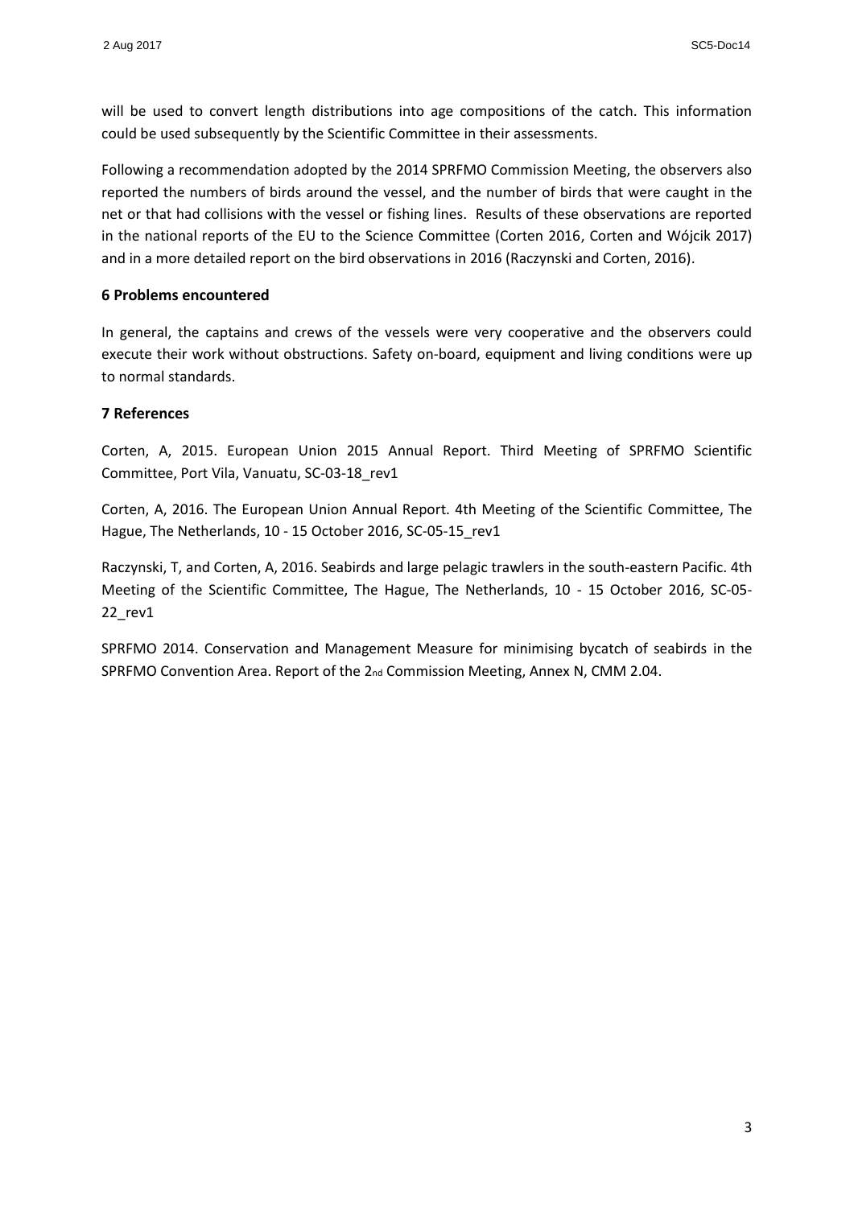will be used to convert length distributions into age compositions of the catch. This information could be used subsequently by the Scientific Committee in their assessments.

Following a recommendation adopted by the 2014 SPRFMO Commission Meeting, the observers also reported the numbers of birds around the vessel, and the number of birds that were caught in the net or that had collisions with the vessel or fishing lines. Results of these observations are reported in the national reports of the EU to the Science Committee (Corten 2016, Corten and Wójcik 2017) and in a more detailed report on the bird observations in 2016 (Raczynski and Corten, 2016).

## 6 Problems encountered

In general, the captains and crews of the vessels were very cooperative and the observers could execute their work without obstructions. Safety on-board, equipment and living conditions were up to normal standards.

## 7 References

Corten, A, 2015. European Union 2015 Annual Report. Third Meeting of SPRFMO Scientific Committee, Port Vila, Vanuatu, SC-03-18_rev1

Corten, A, 2016. The European Union Annual Report. 4th Meeting of the Scientific Committee, The Hague, The Netherlands, 10 - 15 October 2016, SC-05-15_rev1

Raczynski, T, and Corten, A, 2016. Seabirds and large pelagic trawlers in the south-eastern Pacific. 4th Meeting of the Scientific Committee, The Hague, The Netherlands, 10 - 15 October 2016, SC-05-22_rev1

SPRFMO 2014. Conservation and Management Measure for minimising bycatch of seabirds in the SPRFMO Convention Area. Report of the 2nd Commission Meeting, Annex N, CMM 2.04.